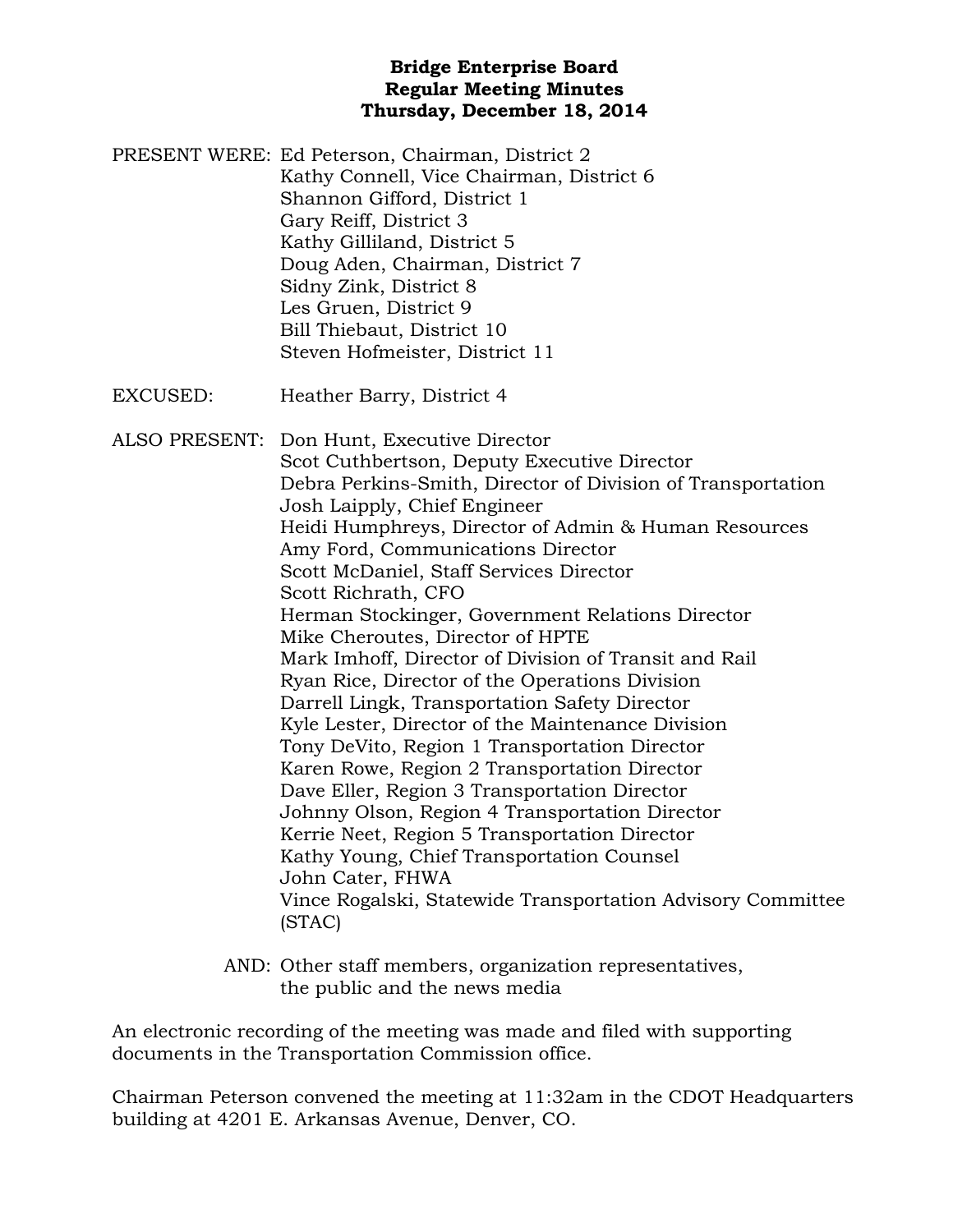**Bridge Enterprise Board**
**Regular Meeting Minutes**
**Thursday, December 18, 2014**

PRESENT WERE: Ed Peterson, Chairman, District 2
Kathy Connell, Vice Chairman, District 6
Shannon Gifford, District 1
Gary Reiff, District 3
Kathy Gilliland, District 5
Doug Aden, Chairman, District 7
Sidny Zink, District 8
Les Gruen, District 9
Bill Thiebaut, District 10
Steven Hofmeister, District 11

EXCUSED: Heather Barry, District 4

ALSO PRESENT: Don Hunt, Executive Director
Scot Cuthbertson, Deputy Executive Director
Debra Perkins-Smith, Director of Division of Transportation
Josh Laipply, Chief Engineer
Heidi Humphreys, Director of Admin & Human Resources
Amy Ford, Communications Director
Scott McDaniel, Staff Services Director
Scott Richrath, CFO
Herman Stockinger, Government Relations Director
Mike Cheroutes, Director of HPTE
Mark Imhoff, Director of Division of Transit and Rail
Ryan Rice, Director of the Operations Division
Darrell Lingk, Transportation Safety Director
Kyle Lester, Director of the Maintenance Division
Tony DeVito, Region 1 Transportation Director
Karen Rowe, Region 2 Transportation Director
Dave Eller, Region 3 Transportation Director
Johnny Olson, Region 4 Transportation Director
Kerrie Neet, Region 5 Transportation Director
Kathy Young, Chief Transportation Counsel
John Cater, FHWA
Vince Rogalski, Statewide Transportation Advisory Committee (STAC)

AND: Other staff members, organization representatives, the public and the news media

An electronic recording of the meeting was made and filed with supporting documents in the Transportation Commission office.

Chairman Peterson convened the meeting at 11:32am in the CDOT Headquarters building at 4201 E. Arkansas Avenue, Denver, CO.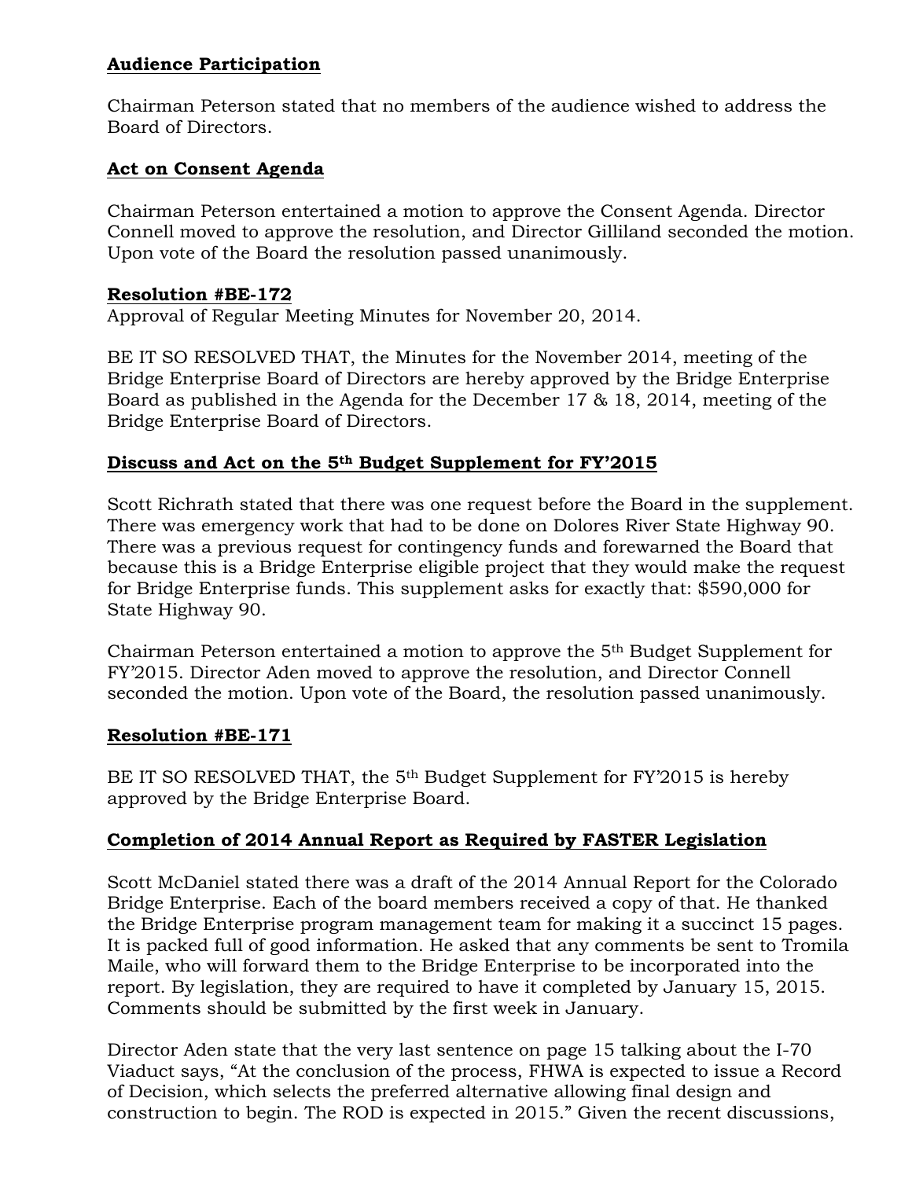**Audience Participation**

Chairman Peterson stated that no members of the audience wished to address the Board of Directors.

**Act on Consent Agenda**

Chairman Peterson entertained a motion to approve the Consent Agenda. Director Connell moved to approve the resolution, and Director Gilliland seconded the motion. Upon vote of the Board the resolution passed unanimously.

**Resolution #BE-172**

Approval of Regular Meeting Minutes for November 20, 2014.

BE IT SO RESOLVED THAT, the Minutes for the November 2014, meeting of the Bridge Enterprise Board of Directors are hereby approved by the Bridge Enterprise Board as published in the Agenda for the December 17 & 18, 2014, meeting of the Bridge Enterprise Board of Directors.

**Discuss and Act on the 5th Budget Supplement for FY'2015**

Scott Richrath stated that there was one request before the Board in the supplement. There was emergency work that had to be done on Dolores River State Highway 90. There was a previous request for contingency funds and forewarned the Board that because this is a Bridge Enterprise eligible project that they would make the request for Bridge Enterprise funds. This supplement asks for exactly that: $590,000 for State Highway 90.

Chairman Peterson entertained a motion to approve the 5th Budget Supplement for FY'2015. Director Aden moved to approve the resolution, and Director Connell seconded the motion. Upon vote of the Board, the resolution passed unanimously.

**Resolution #BE-171**

BE IT SO RESOLVED THAT, the 5th Budget Supplement for FY'2015 is hereby approved by the Bridge Enterprise Board.

**Completion of 2014 Annual Report as Required by FASTER Legislation**

Scott McDaniel stated there was a draft of the 2014 Annual Report for the Colorado Bridge Enterprise. Each of the board members received a copy of that. He thanked the Bridge Enterprise program management team for making it a succinct 15 pages. It is packed full of good information. He asked that any comments be sent to Tromila Maile, who will forward them to the Bridge Enterprise to be incorporated into the report. By legislation, they are required to have it completed by January 15, 2015. Comments should be submitted by the first week in January.

Director Aden state that the very last sentence on page 15 talking about the I-70 Viaduct says, "At the conclusion of the process, FHWA is expected to issue a Record of Decision, which selects the preferred alternative allowing final design and construction to begin. The ROD is expected in 2015." Given the recent discussions,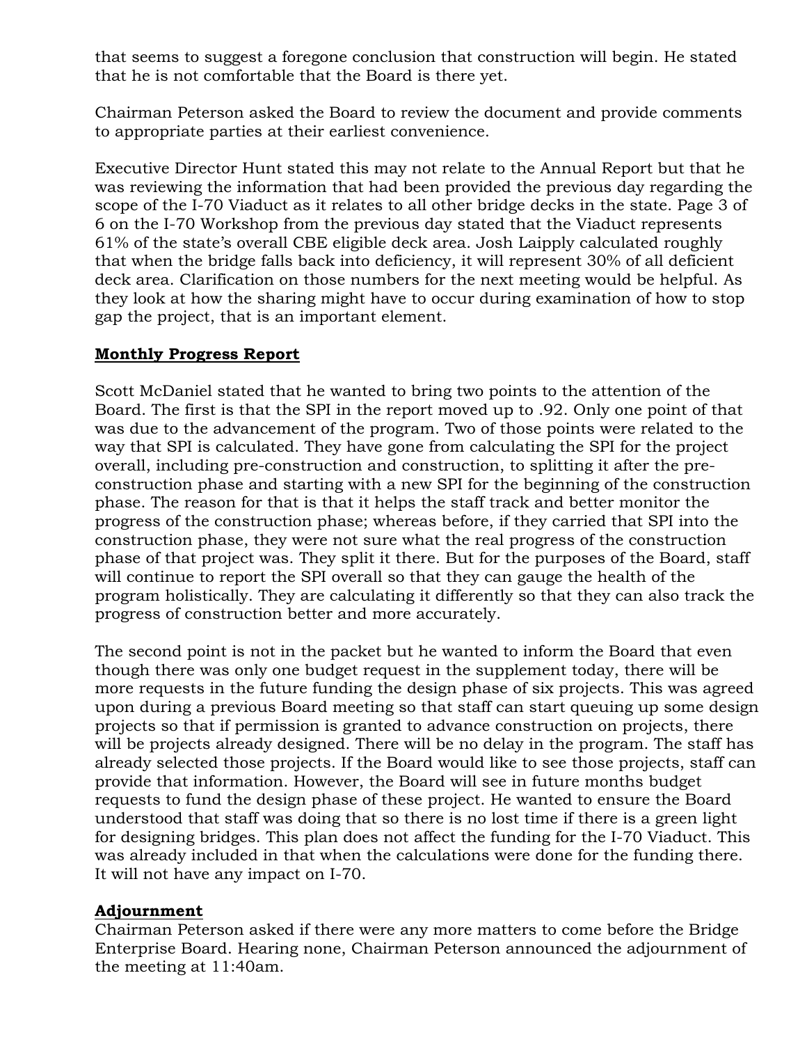that seems to suggest a foregone conclusion that construction will begin. He stated that he is not comfortable that the Board is there yet.

Chairman Peterson asked the Board to review the document and provide comments to appropriate parties at their earliest convenience.

Executive Director Hunt stated this may not relate to the Annual Report but that he was reviewing the information that had been provided the previous day regarding the scope of the I-70 Viaduct as it relates to all other bridge decks in the state. Page 3 of 6 on the I-70 Workshop from the previous day stated that the Viaduct represents 61% of the state's overall CBE eligible deck area. Josh Laipply calculated roughly that when the bridge falls back into deficiency, it will represent 30% of all deficient deck area. Clarification on those numbers for the next meeting would be helpful. As they look at how the sharing might have to occur during examination of how to stop gap the project, that is an important element.

**Monthly Progress Report**

Scott McDaniel stated that he wanted to bring two points to the attention of the Board. The first is that the SPI in the report moved up to .92. Only one point of that was due to the advancement of the program. Two of those points were related to the way that SPI is calculated. They have gone from calculating the SPI for the project overall, including pre-construction and construction, to splitting it after the pre-construction phase and starting with a new SPI for the beginning of the construction phase. The reason for that is that it helps the staff track and better monitor the progress of the construction phase; whereas before, if they carried that SPI into the construction phase, they were not sure what the real progress of the construction phase of that project was. They split it there. But for the purposes of the Board, staff will continue to report the SPI overall so that they can gauge the health of the program holistically. They are calculating it differently so that they can also track the progress of construction better and more accurately.

The second point is not in the packet but he wanted to inform the Board that even though there was only one budget request in the supplement today, there will be more requests in the future funding the design phase of six projects. This was agreed upon during a previous Board meeting so that staff can start queuing up some design projects so that if permission is granted to advance construction on projects, there will be projects already designed. There will be no delay in the program. The staff has already selected those projects. If the Board would like to see those projects, staff can provide that information. However, the Board will see in future months budget requests to fund the design phase of these project. He wanted to ensure the Board understood that staff was doing that so there is no lost time if there is a green light for designing bridges. This plan does not affect the funding for the I-70 Viaduct. This was already included in that when the calculations were done for the funding there. It will not have any impact on I-70.

**Adjournment**

Chairman Peterson asked if there were any more matters to come before the Bridge Enterprise Board. Hearing none, Chairman Peterson announced the adjournment of the meeting at 11:40am.